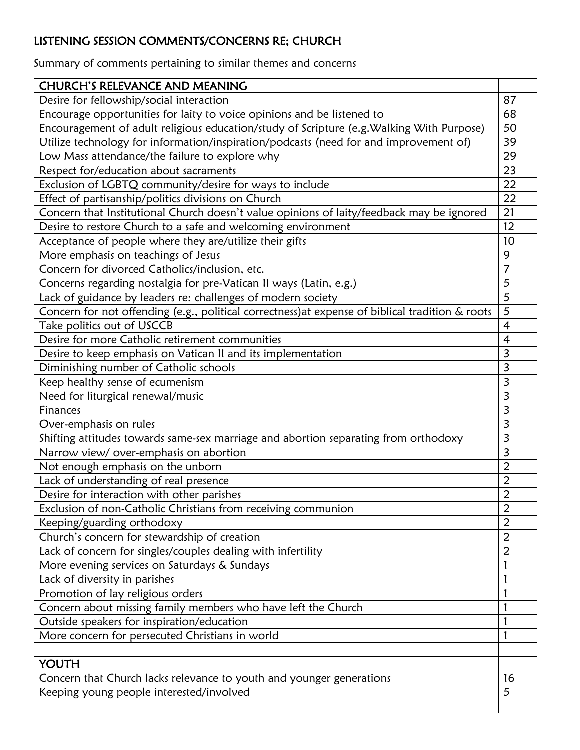# LISTENING SESSION COMMENTS/CONCERNS RE; CHURCH

Summary of comments pertaining to similar themes and concerns

| CHURCH'S RELEVANCE AND MEANING | |
|---|---|
| Desire for fellowship/social interaction | 87 |
| Encourage opportunities for laity to voice opinions and be listened to | 68 |
| Encouragement of adult religious education/study of Scripture (e.g.Walking With Purpose) | 50 |
| Utilize technology for information/inspiration/podcasts (need for and improvement of) | 39 |
| Low Mass attendance/the failure to explore why | 29 |
| Respect for/education about sacraments | 23 |
| Exclusion of LGBTQ community/desire for ways to include | 22 |
| Effect of partisanship/politics divisions on Church | 22 |
| Concern that Institutional Church doesn't value opinions of laity/feedback may be ignored | 21 |
| Desire to restore Church to a safe and welcoming environment | 12 |
| Acceptance of people where they are/utilize their gifts | 10 |
| More emphasis on teachings of Jesus | 9 |
| Concern for divorced Catholics/inclusion, etc. | 7 |
| Concerns regarding nostalgia for pre-Vatican II ways (Latin, e.g.) | 5 |
| Lack of guidance by leaders re: challenges of modern society | 5 |
| Concern for not offending (e.g., political correctness)at expense of biblical tradition & roots | 5 |
| Take politics out of USCCB | 4 |
| Desire for more Catholic retirement communities | 4 |
| Desire to keep emphasis on Vatican II and its implementation | 3 |
| Diminishing number of Catholic schools | 3 |
| Keep healthy sense of ecumenism | 3 |
| Need for liturgical renewal/music | 3 |
| Finances | 3 |
| Over-emphasis on rules | 3 |
| Shifting attitudes towards same-sex marriage and abortion separating from orthodoxy | 3 |
| Narrow view/ over-emphasis on abortion | 3 |
| Not enough emphasis on the unborn | 2 |
| Lack of understanding of real presence | 2 |
| Desire for interaction with other parishes | 2 |
| Exclusion of non-Catholic Christians from receiving communion | 2 |
| Keeping/guarding orthodoxy | 2 |
| Church's concern for stewardship of creation | 2 |
| Lack of concern for singles/couples dealing with infertility | 2 |
| More evening services on Saturdays & Sundays | 1 |
| Lack of diversity in parishes | 1 |
| Promotion of lay religious orders | 1 |
| Concern about missing family members who have left the Church | 1 |
| Outside speakers for inspiration/education | 1 |
| More concern for persecuted Christians in world | 1 |
| | |
| **YOUTH** | |
| Concern that Church lacks relevance to youth and younger generations | 16 |
| Keeping young people interested/involved | 5 |
| | |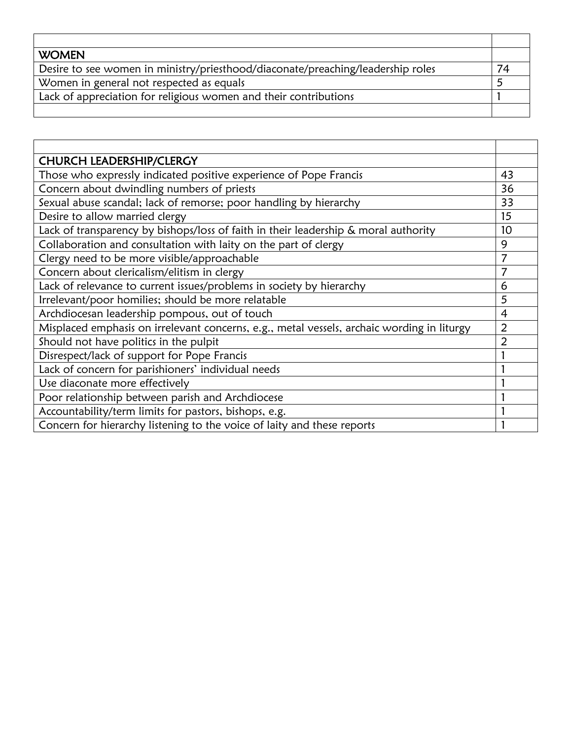| | |
|---|---|
| **WOMEN** | |
| Desire to see women in ministry/priesthood/diaconate/preaching/leadership roles | 74 |
| Women in general not respected as equals | 5 |
| Lack of appreciation for religious women and their contributions | 1 |
| | |

| | |
|---|---|
| **CHURCH LEADERSHIP/CLERGY** | |
| Those who expressly indicated positive experience of Pope Francis | 43 |
| Concern about dwindling numbers of priests | 36 |
| Sexual abuse scandal; lack of remorse; poor handling by hierarchy | 33 |
| Desire to allow married clergy | 15 |
| Lack of transparency by bishops/loss of faith in their leadership & moral authority | 10 |
| Collaboration and consultation with laity on the part of clergy | 9 |
| Clergy need to be more visible/approachable | 7 |
| Concern about clericalism/elitism in clergy | 7 |
| Lack of relevance to current issues/problems in society by hierarchy | 6 |
| Irrelevant/poor homilies; should be more relatable | 5 |
| Archdiocesan leadership pompous, out of touch | 4 |
| Misplaced emphasis on irrelevant concerns, e.g., metal vessels, archaic wording in liturgy | 2 |
| Should not have politics in the pulpit | 2 |
| Disrespect/lack of support for Pope Francis | 1 |
| Lack of concern for parishioners' individual needs | 1 |
| Use diaconate more effectively | 1 |
| Poor relationship between parish and Archdiocese | 1 |
| Accountability/term limits for pastors, bishops, e.g. | 1 |
| Concern for hierarchy listening to the voice of laity and these reports | 1 |